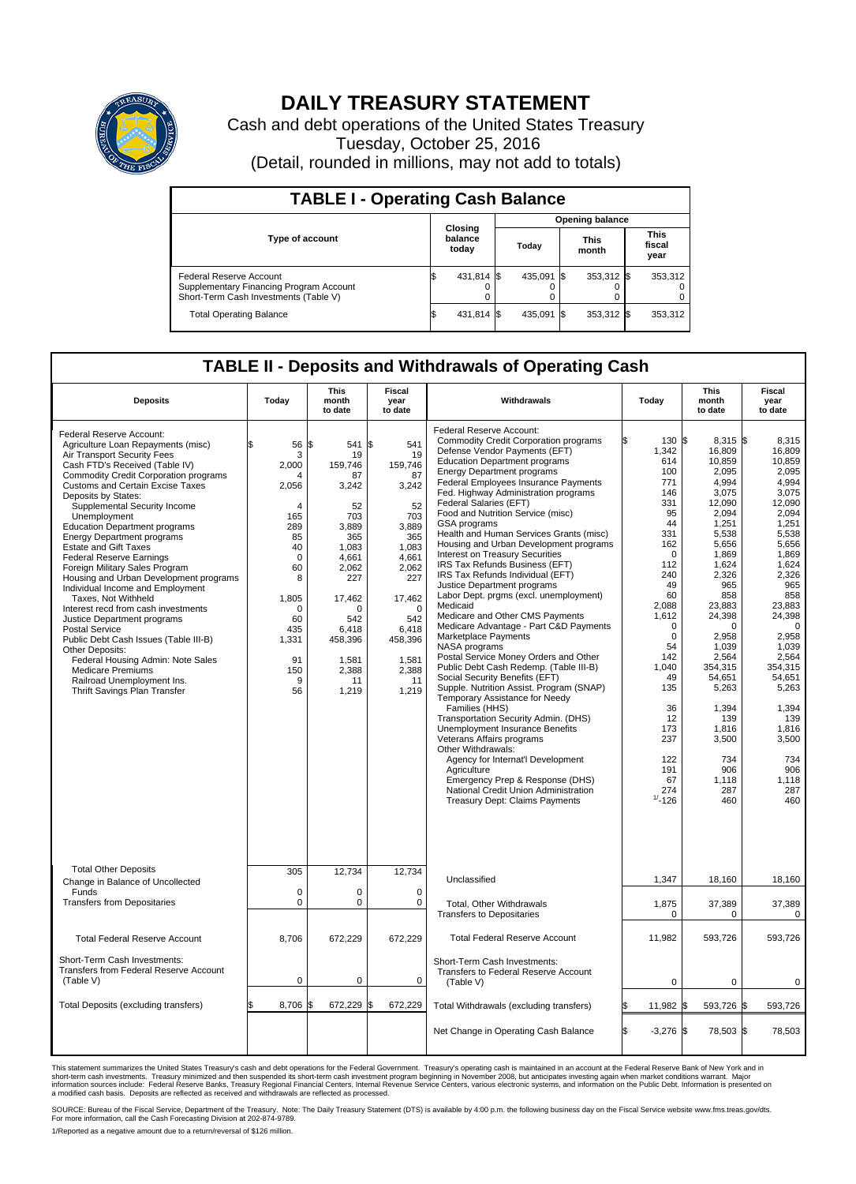# DAILY TREASURY STATEMENT

Cash and debt operations of the United States Treasury
Tuesday, October 25, 2016
(Detail, rounded in millions, may not add to totals)

## TABLE I - Operating Cash Balance

| Type of account | Closing balance today | Opening balance Today | Opening balance This month | Opening balance This fiscal year |
|---|---|---|---|---|
| Federal Reserve Account | $ 431,814 | $ 435,091 | $ 353,312 | $ 353,312 |
| Supplementary Financing Program Account | 0 | 0 | 0 | 0 |
| Short-Term Cash Investments (Table V) | 0 | 0 | 0 | 0 |
| Total Operating Balance | $ 431,814 | $ 435,091 | $ 353,312 | $ 353,312 |

## TABLE II - Deposits and Withdrawals of Operating Cash

| Deposits | Today | This month to date | Fiscal year to date |
|---|---|---|---|
| Federal Reserve Account: | | | |
| Agriculture Loan Repayments (misc) | $ 56 | $ 541 | $ 541 |
| Air Transport Security Fees | 3 | 19 | 19 |
| Cash FTD's Received (Table IV) | 2,000 | 159,746 | 159,746 |
| Commodity Credit Corporation programs | 4 | 87 | 87 |
| Customs and Certain Excise Taxes | 2,056 | 3,242 | 3,242 |
| Deposits by States: | | | |
| Supplemental Security Income | 4 | 52 | 52 |
| Unemployment | 165 | 703 | 703 |
| Education Department programs | 289 | 3,889 | 3,889 |
| Energy Department programs | 85 | 365 | 365 |
| Estate and Gift Taxes | 40 | 1,083 | 1,083 |
| Federal Reserve Earnings | 0 | 4,661 | 4,661 |
| Foreign Military Sales Program | 60 | 2,062 | 2,062 |
| Housing and Urban Development programs | 8 | 227 | 227 |
| Individual Income and Employment Taxes, Not Withheld | 1,805 | 17,462 | 17,462 |
| Interest recd from cash investments | 0 | 0 | 0 |
| Justice Department programs | 60 | 542 | 542 |
| Postal Service | 435 | 6,418 | 6,418 |
| Public Debt Cash Issues (Table III-B) | 1,331 | 458,396 | 458,396 |
| Other Deposits: | | | |
| Federal Housing Admin: Note Sales | 91 | 1,581 | 1,581 |
| Medicare Premiums | 150 | 2,388 | 2,388 |
| Railroad Unemployment Ins. | 9 | 11 | 11 |
| Thrift Savings Plan Transfer | 56 | 1,219 | 1,219 |
| Total Other Deposits | 305 | 12,734 | 12,734 |
| Change in Balance of Uncollected Funds | 0 | 0 | 0 |
| Transfers from Depositaries | 0 | 0 | 0 |
| Total Federal Reserve Account | 8,706 | 672,229 | 672,229 |
| Short-Term Cash Investments: Transfers from Federal Reserve Account (Table V) | 0 | 0 | 0 |
| Total Deposits (excluding transfers) | $ 8,706 | $ 672,229 | $ 672,229 |

| Withdrawals | Today | This month to date | Fiscal year to date |
|---|---|---|---|
| Federal Reserve Account: | | | |
| Commodity Credit Corporation programs | $ 130 | $ 8,315 | $ 8,315 |
| Defense Vendor Payments (EFT) | 1,342 | 16,809 | 16,809 |
| Education Department programs | 614 | 10,859 | 10,859 |
| Energy Department programs | 100 | 2,095 | 2,095 |
| Federal Employees Insurance Payments | 771 | 4,994 | 4,994 |
| Fed. Highway Administration programs | 146 | 3,075 | 3,075 |
| Federal Salaries (EFT) | 331 | 12,090 | 12,090 |
| Food and Nutrition Service (misc) | 95 | 2,094 | 2,094 |
| GSA programs | 44 | 1,251 | 1,251 |
| Health and Human Services Grants (misc) | 331 | 5,538 | 5,538 |
| Housing and Urban Development programs | 162 | 5,656 | 5,656 |
| Interest on Treasury Securities | 0 | 1,869 | 1,869 |
| IRS Tax Refunds Business (EFT) | 112 | 1,624 | 1,624 |
| IRS Tax Refunds Individual (EFT) | 240 | 2,326 | 2,326 |
| Justice Department programs | 49 | 965 | 965 |
| Labor Dept. prgms (excl. unemployment) | 60 | 858 | 858 |
| Medicaid | 2,088 | 23,883 | 23,883 |
| Medicare and Other CMS Payments | 1,612 | 24,398 | 24,398 |
| Medicare Advantage - Part C&D Payments | 0 | 0 | 0 |
| Marketplace Payments | 0 | 2,958 | 2,958 |
| NASA programs | 54 | 1,039 | 1,039 |
| Postal Service Money Orders and Other | 142 | 2,564 | 2,564 |
| Public Debt Cash Redemp. (Table III-B) | 1,040 | 354,315 | 354,315 |
| Social Security Benefits (EFT) | 49 | 54,651 | 54,651 |
| Supple. Nutrition Assist. Program (SNAP) | 135 | 5,263 | 5,263 |
| Temporary Assistance for Needy Families (HHS) | 36 | 1,394 | 1,394 |
| Transportation Security Admin. (DHS) | 12 | 139 | 139 |
| Unemployment Insurance Benefits | 173 | 1,816 | 1,816 |
| Veterans Affairs programs | 237 | 3,500 | 3,500 |
| Other Withdrawals: | | | |
| Agency for Internat'l Development | 122 | 734 | 734 |
| Agriculture | 191 | 906 | 906 |
| Emergency Prep & Response (DHS) | 67 | 1,118 | 1,118 |
| National Credit Union Administration | 274 | 287 | 287 |
| Treasury Dept: Claims Payments | [1/] -126 | 460 | 460 |
| Unclassified | 1,347 | 18,160 | 18,160 |
| Total, Other Withdrawals | 1,875 | 37,389 | 37,389 |
| Transfers to Depositaries | 0 | 0 | 0 |
| Total Federal Reserve Account | 11,982 | 593,726 | 593,726 |
| Short-Term Cash Investments: Transfers to Federal Reserve Account (Table V) | 0 | 0 | 0 |
| Total Withdrawals (excluding transfers) | $ 11,982 | $ 593,726 | $ 593,726 |
| Net Change in Operating Cash Balance | $ -3,276 | $ 78,503 | $ 78,503 |

This statement summarizes the United States Treasury's cash and debt operations for the Federal Government. Treasury's operating cash is maintained in an account at the Federal Reserve Bank of New York and in short-term cash investments. Treasury minimized and then suspended its short-term cash investment program beginning in November 2008, but anticipates investing again when market conditions warrant. Major information sources include: Federal Reserve Banks, Treasury Regional Financial Centers, Internal Revenue Service Centers, various electronic systems, and information on the Public Debt. Information is presented on a modified cash basis. Deposits are reflected as received and withdrawals are reflected as processed.

SOURCE: Bureau of the Fiscal Service, Department of the Treasury. Note: The Daily Treasury Statement (DTS) is available by 4:00 p.m. the following business day on the Fiscal Service website www.fms.treas.gov/dts. For more information, call the Cash Forecasting Division at 202-874-9789.

1/Reported as a negative amount due to a return/reversal of $126 million.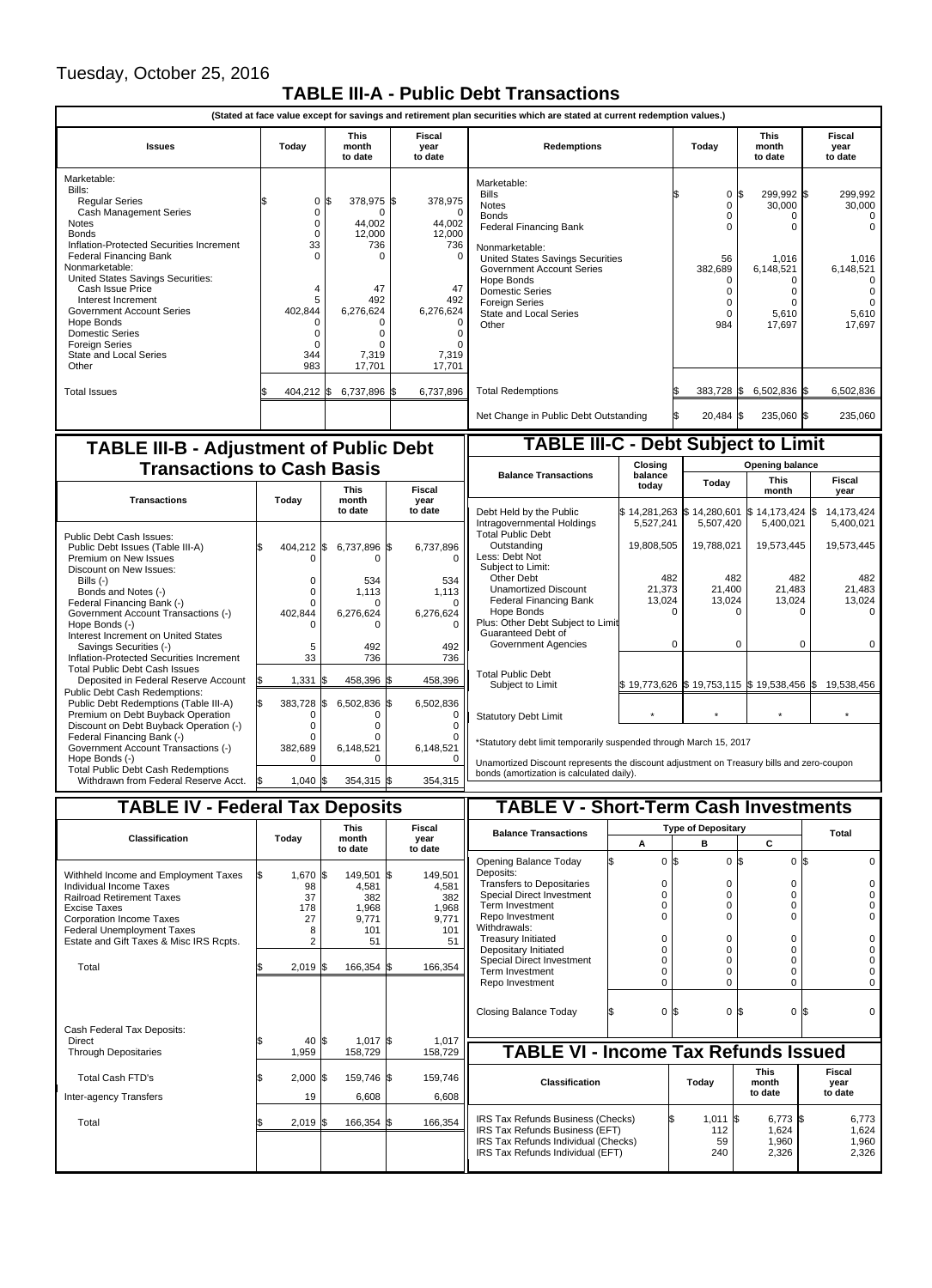Tuesday, October 25, 2016

# TABLE III-A - Public Debt Transactions

(Stated at face value except for savings and retirement plan securities which are stated at current redemption values.)

| Issues | Today | This month to date | Fiscal year to date |
|---|---|---|---|
| Marketable: | | | |
| Bills: | | | |
| Regular Series | $ 0 | $ 378,975 | $ 378,975 |
| Cash Management Series | 0 | 0 | 0 |
| Notes | 0 | 44,002 | 44,002 |
| Bonds | 0 | 12,000 | 12,000 |
| Inflation-Protected Securities Increment | 33 | 736 | 736 |
| Federal Financing Bank | 0 | 0 | 0 |
| Nonmarketable: | | | |
| United States Savings Securities: | | | |
| Cash Issue Price | 4 | 47 | 47 |
| Interest Increment | 5 | 492 | 492 |
| Government Account Series | 402,844 | 6,276,624 | 6,276,624 |
| Hope Bonds | 0 | 0 | 0 |
| Domestic Series | 0 | 0 | 0 |
| Foreign Series | 0 | 0 | 0 |
| State and Local Series | 344 | 7,319 | 7,319 |
| Other | 983 | 17,701 | 17,701 |
| Total Issues | $ 404,212 | $ 6,737,896 | $ 6,737,896 |

| Redemptions | Today | This month to date | Fiscal year to date |
|---|---|---|---|
| Marketable: | | | |
| Bills | $ 0 | $ 299,992 | $ 299,992 |
| Notes | 0 | 30,000 | 30,000 |
| Bonds | 0 | 0 | 0 |
| Federal Financing Bank | 0 | 0 | 0 |
| Nonmarketable: | | | |
| United States Savings Securities | 56 | 1,016 | 1,016 |
| Government Account Series | 382,689 | 6,148,521 | 6,148,521 |
| Hope Bonds | 0 | 0 | 0 |
| Domestic Series | 0 | 0 | 0 |
| Foreign Series | 0 | 0 | 0 |
| State and Local Series | 0 | 5,610 | 5,610 |
| Other | 984 | 17,697 | 17,697 |
| Total Redemptions | $ 383,728 | $ 6,502,836 | $ 6,502,836 |
| Net Change in Public Debt Outstanding | $ 20,484 | $ 235,060 | $ 235,060 |

# TABLE III-B - Adjustment of Public Debt Transactions to Cash Basis

| Transactions | Today | This month to date | Fiscal year to date |
|---|---|---|---|
| Public Debt Cash Issues: | | | |
| Public Debt Issues (Table III-A) | $ 404,212 | $ 6,737,896 | $ 6,737,896 |
| Premium on New Issues | 0 | 0 | 0 |
| Discount on New Issues: | | | |
| Bills (-) | 0 | 534 | 534 |
| Bonds and Notes (-) | 0 | 1,113 | 1,113 |
| Federal Financing Bank (-) | 0 | 0 | 0 |
| Government Account Transactions (-) | 402,844 | 6,276,624 | 6,276,624 |
| Hope Bonds (-) | 0 | 0 | 0 |
| Interest Increment on United States Savings Securities (-) | 5 | 492 | 492 |
| Inflation-Protected Securities Increment | 33 | 736 | 736 |
| Total Public Debt Cash Issues Deposited in Federal Reserve Account | $ 1,331 | $ 458,396 | $ 458,396 |
| Public Debt Cash Redemptions: | | | |
| Public Debt Redemptions (Table III-A) | $ 383,728 | $ 6,502,836 | $ 6,502,836 |
| Premium on Debt Buyback Operation | 0 | 0 | 0 |
| Discount on Debt Buyback Operation (-) | 0 | 0 | 0 |
| Federal Financing Bank (-) | 0 | 0 | 0 |
| Government Account Transactions (-) | 382,689 | 6,148,521 | 6,148,521 |
| Hope Bonds (-) | 0 | 0 | 0 |
| Total Public Debt Cash Redemptions Withdrawn from Federal Reserve Acct. | $ 1,040 | $ 354,315 | $ 354,315 |

# TABLE III-C - Debt Subject to Limit

| Balance Transactions | Closing balance today | Opening balance Today | Opening balance This month | Opening balance Fiscal year |
|---|---|---|---|---|
| Debt Held by the Public | $ 14,281,263 | $ 14,280,601 | $ 14,173,424 | $ 14,173,424 |
| Intragovernmental Holdings | 5,527,241 | 5,507,420 | 5,400,021 | 5,400,021 |
| Total Public Debt Outstanding | 19,808,505 | 19,788,021 | 19,573,445 | 19,573,445 |
| Less: Debt Not Subject to Limit: | | | | |
| Other Debt | 482 | 482 | 482 | 482 |
| Unamortized Discount | 21,373 | 21,400 | 21,483 | 21,483 |
| Federal Financing Bank | 13,024 | 13,024 | 13,024 | 13,024 |
| Hope Bonds | 0 | 0 | 0 | 0 |
| Plus: Other Debt Subject to Limit | | | | |
| Guaranteed Debt of Government Agencies | 0 | 0 | 0 | 0 |
| Total Public Debt Subject to Limit | $ 19,773,626 | $ 19,753,115 | $ 19,538,456 | $ 19,538,456 |
| Statutory Debt Limit | * | * | * | * |

*Statutory debt limit temporarily suspended through March 15, 2017

Unamortized Discount represents the discount adjustment on Treasury bills and zero-coupon bonds (amortization is calculated daily).

# TABLE IV - Federal Tax Deposits

| Classification | Today | This month to date | Fiscal year to date |
|---|---|---|---|
| Withheld Income and Employment Taxes | $ 1,670 | $ 149,501 | $ 149,501 |
| Individual Income Taxes | 98 | 4,581 | 4,581 |
| Railroad Retirement Taxes | 37 | 382 | 382 |
| Excise Taxes | 178 | 1,968 | 1,968 |
| Corporation Income Taxes | 27 | 9,771 | 9,771 |
| Federal Unemployment Taxes | 8 | 101 | 101 |
| Estate and Gift Taxes & Misc IRS Rcpts. | 2 | 51 | 51 |
| Total | $ 2,019 | $ 166,354 | $ 166,354 |
| Cash Federal Tax Deposits: | | | |
| Direct | $ 40 | $ 1,017 | $ 1,017 |
| Through Depositaries | 1,959 | 158,729 | 158,729 |
| Total Cash FTD's | $ 2,000 | $ 159,746 | $ 159,746 |
| Inter-agency Transfers | 19 | 6,608 | 6,608 |
| Total | $ 2,019 | $ 166,354 | $ 166,354 |

# TABLE V - Short-Term Cash Investments

| Balance Transactions | Type of Depositary A | Type of Depositary B | Type of Depositary C | Total |
|---|---|---|---|---|
| Opening Balance Today | $ 0 | $ 0 | $ 0 | $ 0 |
| Deposits: | | | | |
| Transfers to Depositaries | 0 | 0 | 0 | 0 |
| Special Direct Investment | 0 | 0 | 0 | 0 |
| Term Investment | 0 | 0 | 0 | 0 |
| Repo Investment | 0 | 0 | 0 | 0 |
| Withdrawals: | | | | |
| Treasury Initiated | 0 | 0 | 0 | 0 |
| Depositary Initiated | 0 | 0 | 0 | 0 |
| Special Direct Investment | 0 | 0 | 0 | 0 |
| Term Investment | 0 | 0 | 0 | 0 |
| Repo Investment | 0 | 0 | 0 | 0 |
| Closing Balance Today | $ 0 | $ 0 | $ 0 | $ 0 |

# TABLE VI - Income Tax Refunds Issued

| Classification | Today | This month to date | Fiscal year to date |
|---|---|---|---|
| IRS Tax Refunds Business (Checks) | $ 1,011 | $ 6,773 | $ 6,773 |
| IRS Tax Refunds Business (EFT) | 112 | 1,624 | 1,624 |
| IRS Tax Refunds Individual (Checks) | 59 | 1,960 | 1,960 |
| IRS Tax Refunds Individual (EFT) | 240 | 2,326 | 2,326 |